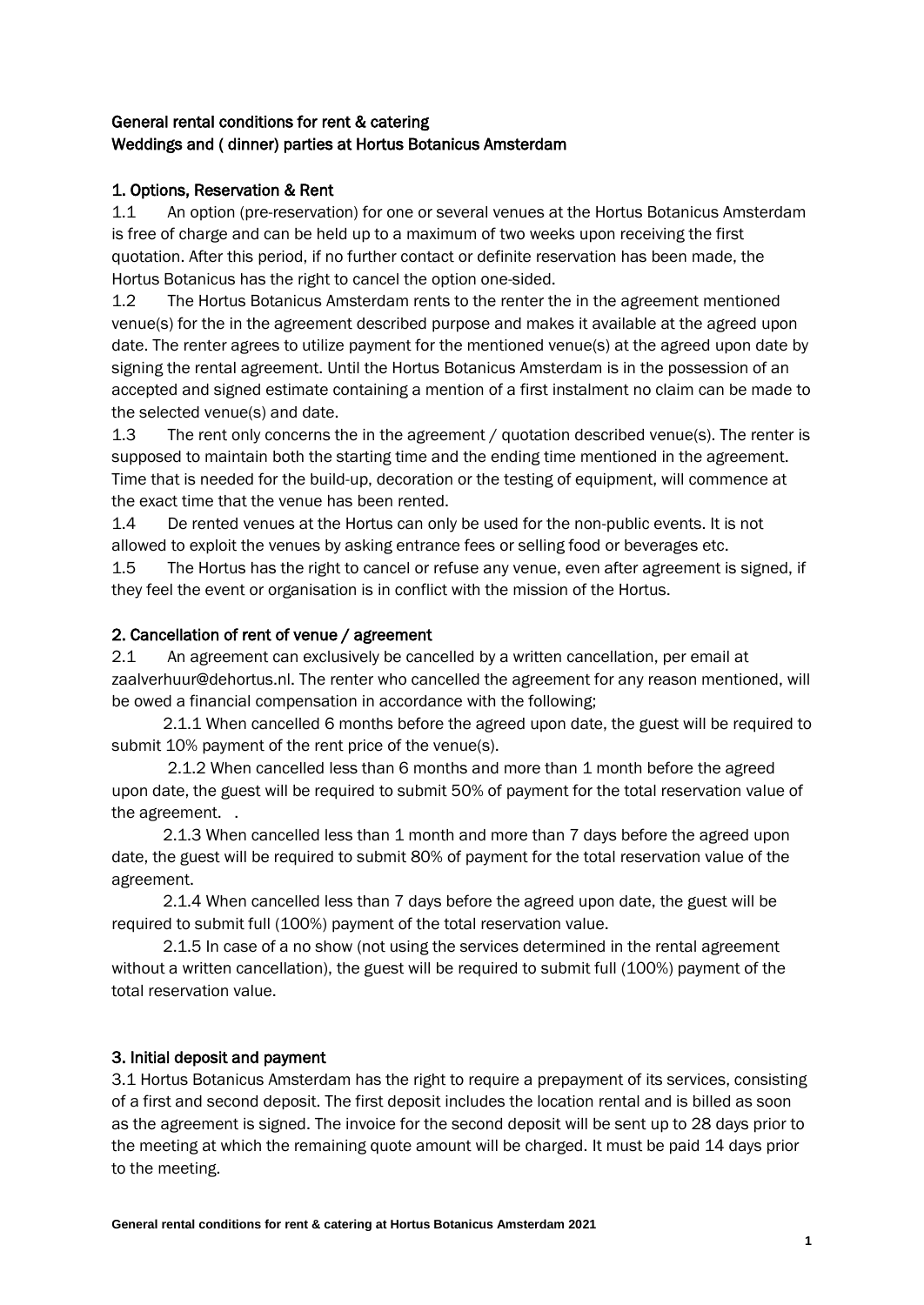**General rental conditions for rent & catering**
**Weddings and ( dinner) parties at Hortus Botanicus Amsterdam**

**1. Options, Reservation & Rent**

1.1 An option (pre-reservation) for one or several venues at the Hortus Botanicus Amsterdam is free of charge and can be held up to a maximum of two weeks upon receiving the first quotation. After this period, if no further contact or definite reservation has been made, the Hortus Botanicus has the right to cancel the option one-sided.

1.2 The Hortus Botanicus Amsterdam rents to the renter the in the agreement mentioned venue(s) for the in the agreement described purpose and makes it available at the agreed upon date. The renter agrees to utilize payment for the mentioned venue(s) at the agreed upon date by signing the rental agreement. Until the Hortus Botanicus Amsterdam is in the possession of an accepted and signed estimate containing a mention of a first instalment no claim can be made to the selected venue(s) and date.

1.3 The rent only concerns the in the agreement / quotation described venue(s). The renter is supposed to maintain both the starting time and the ending time mentioned in the agreement. Time that is needed for the build-up, decoration or the testing of equipment, will commence at the exact time that the venue has been rented.

1.4 De rented venues at the Hortus can only be used for the non-public events. It is not allowed to exploit the venues by asking entrance fees or selling food or beverages etc.

1.5 The Hortus has the right to cancel or refuse any venue, even after agreement is signed, if they feel the event or organisation is in conflict with the mission of the Hortus.

**2. Cancellation of rent of venue / agreement**

2.1 An agreement can exclusively be cancelled by a written cancellation, per email at zaalverhuur@dehortus.nl. The renter who cancelled the agreement for any reason mentioned, will be owed a financial compensation in accordance with the following;

2.1.1 When cancelled 6 months before the agreed upon date, the guest will be required to submit 10% payment of the rent price of the venue(s).

2.1.2 When cancelled less than 6 months and more than 1 month before the agreed upon date, the guest will be required to submit 50% of payment for the total reservation value of the agreement. .

2.1.3 When cancelled less than 1 month and more than 7 days before the agreed upon date, the guest will be required to submit 80% of payment for the total reservation value of the agreement.

2.1.4 When cancelled less than 7 days before the agreed upon date, the guest will be required to submit full (100%) payment of the total reservation value.

2.1.5 In case of a no show (not using the services determined in the rental agreement without a written cancellation), the guest will be required to submit full (100%) payment of the total reservation value.

**3. Initial deposit and payment**

3.1 Hortus Botanicus Amsterdam has the right to require a prepayment of its services, consisting of a first and second deposit. The first deposit includes the location rental and is billed as soon as the agreement is signed. The invoice for the second deposit will be sent up to 28 days prior to the meeting at which the remaining quote amount will be charged. It must be paid 14 days prior to the meeting.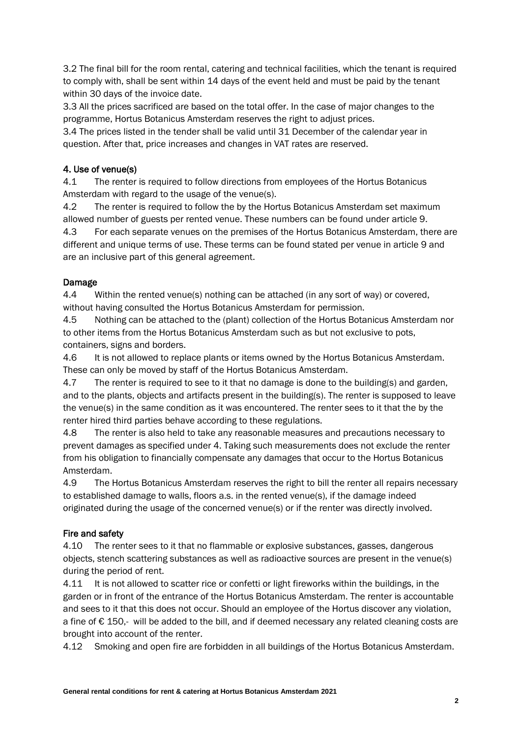3.2 The final bill for the room rental, catering and technical facilities, which the tenant is required to comply with, shall be sent within 14 days of the event held and must be paid by the tenant within 30 days of the invoice date.

3.3 All the prices sacrificed are based on the total offer. In the case of major changes to the programme, Hortus Botanicus Amsterdam reserves the right to adjust prices.

3.4 The prices listed in the tender shall be valid until 31 December of the calendar year in question. After that, price increases and changes in VAT rates are reserved.

## 4. Use of venue(s)

4.1 The renter is required to follow directions from employees of the Hortus Botanicus Amsterdam with regard to the usage of the venue(s).

4.2 The renter is required to follow the by the Hortus Botanicus Amsterdam set maximum allowed number of guests per rented venue. These numbers can be found under article 9.

4.3 For each separate venues on the premises of the Hortus Botanicus Amsterdam, there are different and unique terms of use. These terms can be found stated per venue in article 9 and are an inclusive part of this general agreement.

### Damage

4.4 Within the rented venue(s) nothing can be attached (in any sort of way) or covered, without having consulted the Hortus Botanicus Amsterdam for permission.

4.5 Nothing can be attached to the (plant) collection of the Hortus Botanicus Amsterdam nor to other items from the Hortus Botanicus Amsterdam such as but not exclusive to pots, containers, signs and borders.

4.6 It is not allowed to replace plants or items owned by the Hortus Botanicus Amsterdam. These can only be moved by staff of the Hortus Botanicus Amsterdam.

4.7 The renter is required to see to it that no damage is done to the building(s) and garden, and to the plants, objects and artifacts present in the building(s). The renter is supposed to leave the venue(s) in the same condition as it was encountered. The renter sees to it that the by the renter hired third parties behave according to these regulations.

4.8 The renter is also held to take any reasonable measures and precautions necessary to prevent damages as specified under 4. Taking such measurements does not exclude the renter from his obligation to financially compensate any damages that occur to the Hortus Botanicus Amsterdam.

4.9 The Hortus Botanicus Amsterdam reserves the right to bill the renter all repairs necessary to established damage to walls, floors a.s. in the rented venue(s), if the damage indeed originated during the usage of the concerned venue(s) or if the renter was directly involved.

### Fire and safety

4.10 The renter sees to it that no flammable or explosive substances, gasses, dangerous objects, stench scattering substances as well as radioactive sources are present in the venue(s) during the period of rent.

4.11 It is not allowed to scatter rice or confetti or light fireworks within the buildings, in the garden or in front of the entrance of the Hortus Botanicus Amsterdam. The renter is accountable and sees to it that this does not occur. Should an employee of the Hortus discover any violation, a fine of € 150,- will be added to the bill, and if deemed necessary any related cleaning costs are brought into account of the renter.

4.12 Smoking and open fire are forbidden in all buildings of the Hortus Botanicus Amsterdam.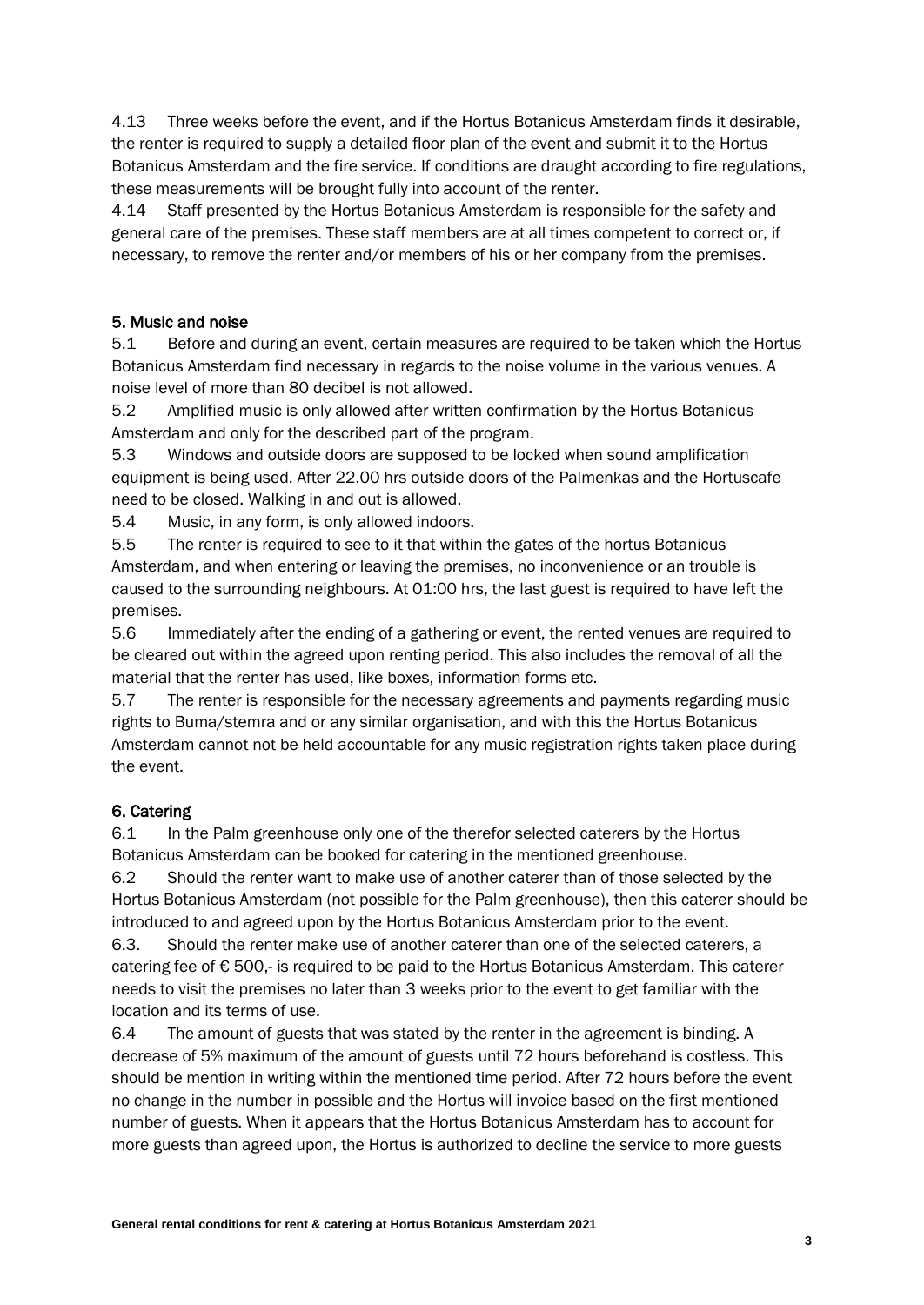4.13 Three weeks before the event, and if the Hortus Botanicus Amsterdam finds it desirable, the renter is required to supply a detailed floor plan of the event and submit it to the Hortus Botanicus Amsterdam and the fire service. If conditions are draught according to fire regulations, these measurements will be brought fully into account of the renter.

4.14 Staff presented by the Hortus Botanicus Amsterdam is responsible for the safety and general care of the premises. These staff members are at all times competent to correct or, if necessary, to remove the renter and/or members of his or her company from the premises.

## 5. Music and noise

5.1 Before and during an event, certain measures are required to be taken which the Hortus Botanicus Amsterdam find necessary in regards to the noise volume in the various venues. A noise level of more than 80 decibel is not allowed.

5.2 Amplified music is only allowed after written confirmation by the Hortus Botanicus Amsterdam and only for the described part of the program.

5.3 Windows and outside doors are supposed to be locked when sound amplification equipment is being used. After 22.00 hrs outside doors of the Palmenkas and the Hortuscafe need to be closed. Walking in and out is allowed.

5.4 Music, in any form, is only allowed indoors.

5.5 The renter is required to see to it that within the gates of the hortus Botanicus Amsterdam, and when entering or leaving the premises, no inconvenience or an trouble is caused to the surrounding neighbours. At 01:00 hrs, the last guest is required to have left the premises.

5.6 Immediately after the ending of a gathering or event, the rented venues are required to be cleared out within the agreed upon renting period. This also includes the removal of all the material that the renter has used, like boxes, information forms etc.

5.7 The renter is responsible for the necessary agreements and payments regarding music rights to Buma/stemra and or any similar organisation, and with this the Hortus Botanicus Amsterdam cannot not be held accountable for any music registration rights taken place during the event.

## 6. Catering

6.1 In the Palm greenhouse only one of the therefor selected caterers by the Hortus Botanicus Amsterdam can be booked for catering in the mentioned greenhouse.

6.2 Should the renter want to make use of another caterer than of those selected by the Hortus Botanicus Amsterdam (not possible for the Palm greenhouse), then this caterer should be introduced to and agreed upon by the Hortus Botanicus Amsterdam prior to the event.

6.3. Should the renter make use of another caterer than one of the selected caterers, a catering fee of € 500,- is required to be paid to the Hortus Botanicus Amsterdam. This caterer needs to visit the premises no later than 3 weeks prior to the event to get familiar with the location and its terms of use.

6.4 The amount of guests that was stated by the renter in the agreement is binding. A decrease of 5% maximum of the amount of guests until 72 hours beforehand is costless. This should be mention in writing within the mentioned time period. After 72 hours before the event no change in the number in possible and the Hortus will invoice based on the first mentioned number of guests. When it appears that the Hortus Botanicus Amsterdam has to account for more guests than agreed upon, the Hortus is authorized to decline the service to more guests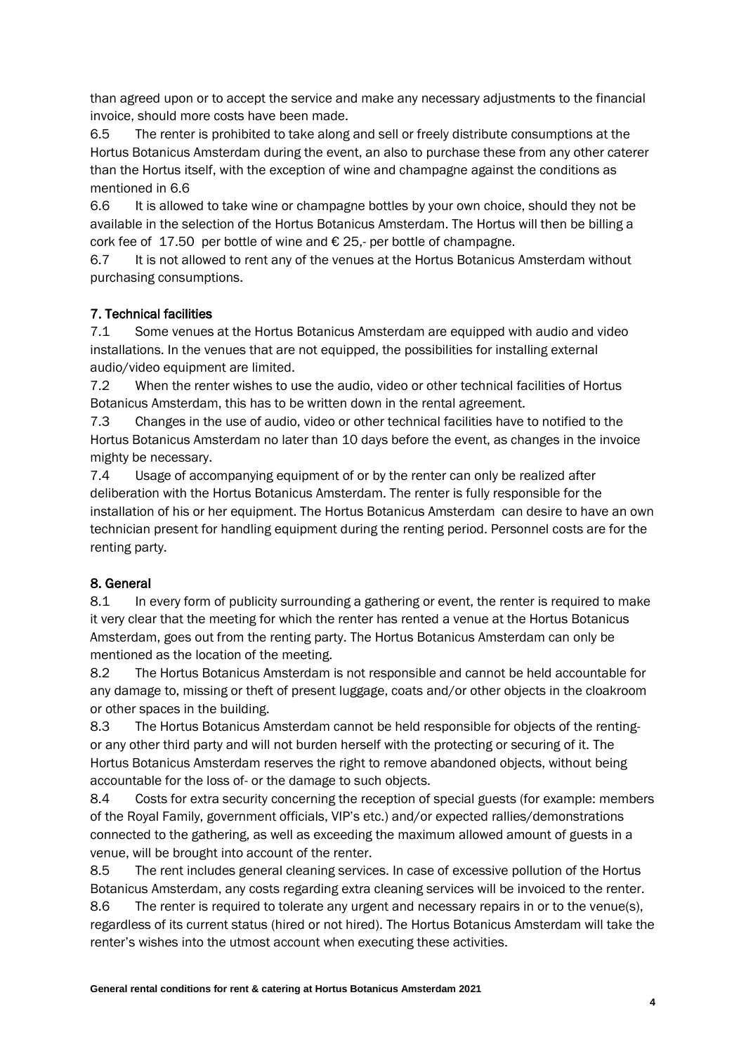than agreed upon or to accept the service and make any necessary adjustments to the financial invoice, should more costs have been made.

6.5 The renter is prohibited to take along and sell or freely distribute consumptions at the Hortus Botanicus Amsterdam during the event, an also to purchase these from any other caterer than the Hortus itself, with the exception of wine and champagne against the conditions as mentioned in 6.6

6.6 It is allowed to take wine or champagne bottles by your own choice, should they not be available in the selection of the Hortus Botanicus Amsterdam. The Hortus will then be billing a cork fee of 17.50 per bottle of wine and € 25,- per bottle of champagne.

6.7 It is not allowed to rent any of the venues at the Hortus Botanicus Amsterdam without purchasing consumptions.

## 7. Technical facilities

7.1 Some venues at the Hortus Botanicus Amsterdam are equipped with audio and video installations. In the venues that are not equipped, the possibilities for installing external audio/video equipment are limited.

7.2 When the renter wishes to use the audio, video or other technical facilities of Hortus Botanicus Amsterdam, this has to be written down in the rental agreement.

7.3 Changes in the use of audio, video or other technical facilities have to notified to the Hortus Botanicus Amsterdam no later than 10 days before the event, as changes in the invoice mighty be necessary.

7.4 Usage of accompanying equipment of or by the renter can only be realized after deliberation with the Hortus Botanicus Amsterdam. The renter is fully responsible for the installation of his or her equipment. The Hortus Botanicus Amsterdam can desire to have an own technician present for handling equipment during the renting period. Personnel costs are for the renting party.

## 8. General

8.1 In every form of publicity surrounding a gathering or event, the renter is required to make it very clear that the meeting for which the renter has rented a venue at the Hortus Botanicus Amsterdam, goes out from the renting party. The Hortus Botanicus Amsterdam can only be mentioned as the location of the meeting.

8.2 The Hortus Botanicus Amsterdam is not responsible and cannot be held accountable for any damage to, missing or theft of present luggage, coats and/or other objects in the cloakroom or other spaces in the building.

8.3 The Hortus Botanicus Amsterdam cannot be held responsible for objects of the renting- or any other third party and will not burden herself with the protecting or securing of it. The Hortus Botanicus Amsterdam reserves the right to remove abandoned objects, without being accountable for the loss of- or the damage to such objects.

8.4 Costs for extra security concerning the reception of special guests (for example: members of the Royal Family, government officials, VIP's etc.) and/or expected rallies/demonstrations connected to the gathering, as well as exceeding the maximum allowed amount of guests in a venue, will be brought into account of the renter.

8.5 The rent includes general cleaning services. In case of excessive pollution of the Hortus Botanicus Amsterdam, any costs regarding extra cleaning services will be invoiced to the renter.

8.6 The renter is required to tolerate any urgent and necessary repairs in or to the venue(s), regardless of its current status (hired or not hired). The Hortus Botanicus Amsterdam will take the renter's wishes into the utmost account when executing these activities.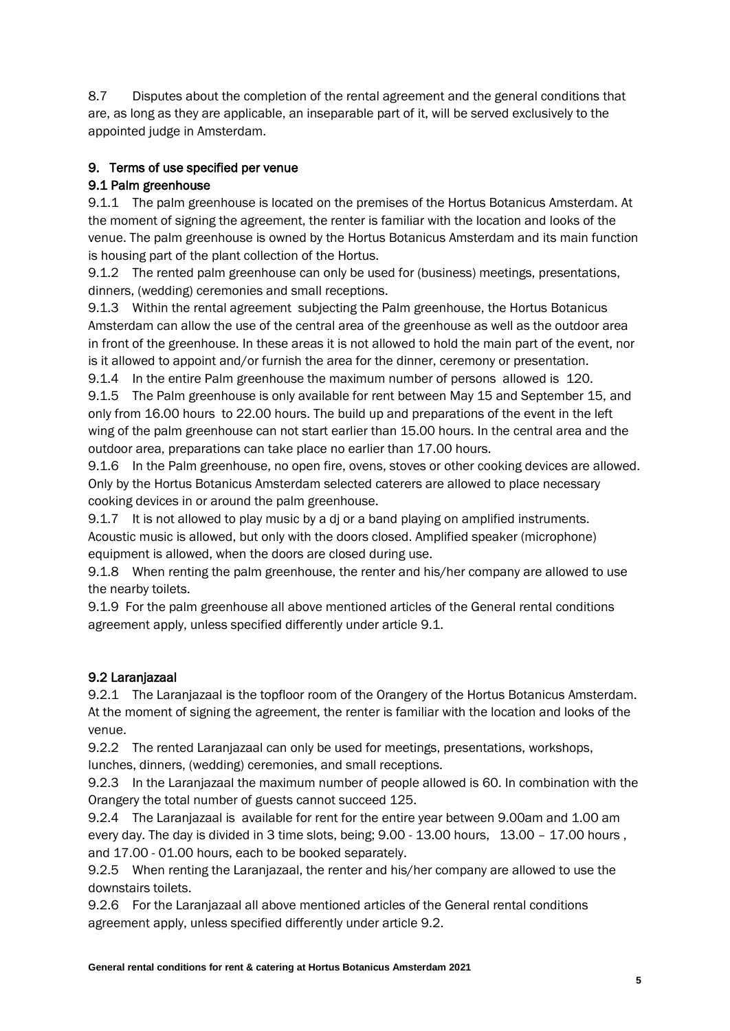8.7 Disputes about the completion of the rental agreement and the general conditions that are, as long as they are applicable, an inseparable part of it, will be served exclusively to the appointed judge in Amsterdam.

## 9. Terms of use specified per venue

### 9.1 Palm greenhouse

9.1.1 The palm greenhouse is located on the premises of the Hortus Botanicus Amsterdam. At the moment of signing the agreement, the renter is familiar with the location and looks of the venue. The palm greenhouse is owned by the Hortus Botanicus Amsterdam and its main function is housing part of the plant collection of the Hortus.

9.1.2 The rented palm greenhouse can only be used for (business) meetings, presentations, dinners, (wedding) ceremonies and small receptions.

9.1.3 Within the rental agreement subjecting the Palm greenhouse, the Hortus Botanicus Amsterdam can allow the use of the central area of the greenhouse as well as the outdoor area in front of the greenhouse. In these areas it is not allowed to hold the main part of the event, nor is it allowed to appoint and/or furnish the area for the dinner, ceremony or presentation.

9.1.4 In the entire Palm greenhouse the maximum number of persons allowed is 120.

9.1.5 The Palm greenhouse is only available for rent between May 15 and September 15, and only from 16.00 hours to 22.00 hours. The build up and preparations of the event in the left wing of the palm greenhouse can not start earlier than 15.00 hours. In the central area and the outdoor area, preparations can take place no earlier than 17.00 hours.

9.1.6 In the Palm greenhouse, no open fire, ovens, stoves or other cooking devices are allowed. Only by the Hortus Botanicus Amsterdam selected caterers are allowed to place necessary cooking devices in or around the palm greenhouse.

9.1.7 It is not allowed to play music by a dj or a band playing on amplified instruments. Acoustic music is allowed, but only with the doors closed. Amplified speaker (microphone) equipment is allowed, when the doors are closed during use.

9.1.8 When renting the palm greenhouse, the renter and his/her company are allowed to use the nearby toilets.

9.1.9 For the palm greenhouse all above mentioned articles of the General rental conditions agreement apply, unless specified differently under article 9.1.

### 9.2 Laranjazaal

9.2.1 The Laranjazaal is the topfloor room of the Orangery of the Hortus Botanicus Amsterdam. At the moment of signing the agreement, the renter is familiar with the location and looks of the venue.

9.2.2 The rented Laranjazaal can only be used for meetings, presentations, workshops, lunches, dinners, (wedding) ceremonies, and small receptions.

9.2.3 In the Laranjazaal the maximum number of people allowed is 60. In combination with the Orangery the total number of guests cannot succeed 125.

9.2.4 The Laranjazaal is available for rent for the entire year between 9.00am and 1.00 am every day. The day is divided in 3 time slots, being; 9.00 - 13.00 hours, 13.00 – 17.00 hours , and 17.00 - 01.00 hours, each to be booked separately.

9.2.5 When renting the Laranjazaal, the renter and his/her company are allowed to use the downstairs toilets.

9.2.6 For the Laranjazaal all above mentioned articles of the General rental conditions agreement apply, unless specified differently under article 9.2.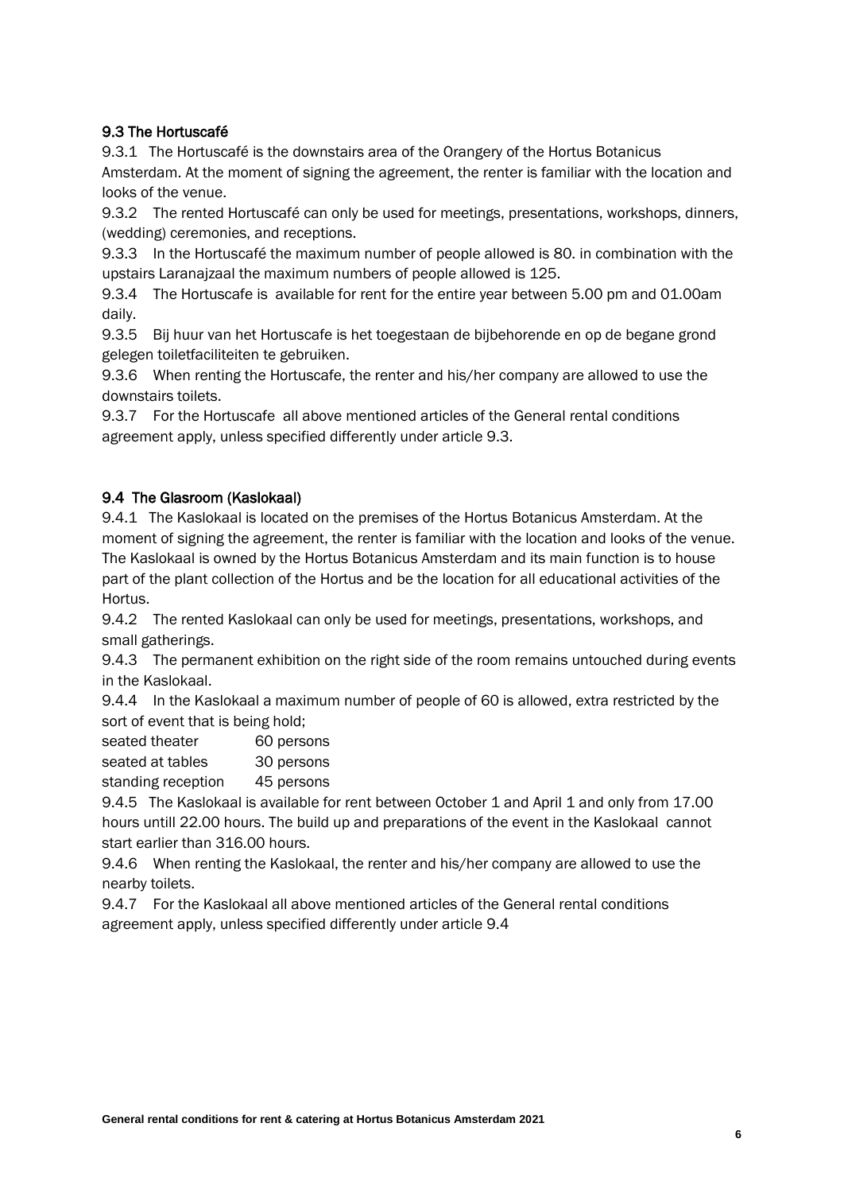### 9.3 The Hortuscafé

9.3.1 The Hortuscafé is the downstairs area of the Orangery of the Hortus Botanicus Amsterdam. At the moment of signing the agreement, the renter is familiar with the location and looks of the venue.

9.3.2 The rented Hortuscafé can only be used for meetings, presentations, workshops, dinners, (wedding) ceremonies, and receptions.

9.3.3 In the Hortuscafé the maximum number of people allowed is 80. in combination with the upstairs Laranajzaal the maximum numbers of people allowed is 125.

9.3.4 The Hortuscafe is available for rent for the entire year between 5.00 pm and 01.00am daily.

9.3.5 Bij huur van het Hortuscafe is het toegestaan de bijbehorende en op de begane grond gelegen toiletfaciliteiten te gebruiken.

9.3.6 When renting the Hortuscafe, the renter and his/her company are allowed to use the downstairs toilets.

9.3.7 For the Hortuscafe all above mentioned articles of the General rental conditions agreement apply, unless specified differently under article 9.3.

### 9.4 The Glasroom (Kaslokaal)

9.4.1 The Kaslokaal is located on the premises of the Hortus Botanicus Amsterdam. At the moment of signing the agreement, the renter is familiar with the location and looks of the venue. The Kaslokaal is owned by the Hortus Botanicus Amsterdam and its main function is to house part of the plant collection of the Hortus and be the location for all educational activities of the Hortus.

9.4.2 The rented Kaslokaal can only be used for meetings, presentations, workshops, and small gatherings.

9.4.3 The permanent exhibition on the right side of the room remains untouched during events in the Kaslokaal.

9.4.4 In the Kaslokaal a maximum number of people of 60 is allowed, extra restricted by the sort of event that is being hold;

| | |
|---|---|
| seated theater | 60 persons |
| seated at tables | 30 persons |
| standing reception | 45 persons |

9.4.5 The Kaslokaal is available for rent between October 1 and April 1 and only from 17.00 hours untill 22.00 hours. The build up and preparations of the event in the Kaslokaal cannot start earlier than 316.00 hours.

9.4.6 When renting the Kaslokaal, the renter and his/her company are allowed to use the nearby toilets.

9.4.7 For the Kaslokaal all above mentioned articles of the General rental conditions agreement apply, unless specified differently under article 9.4